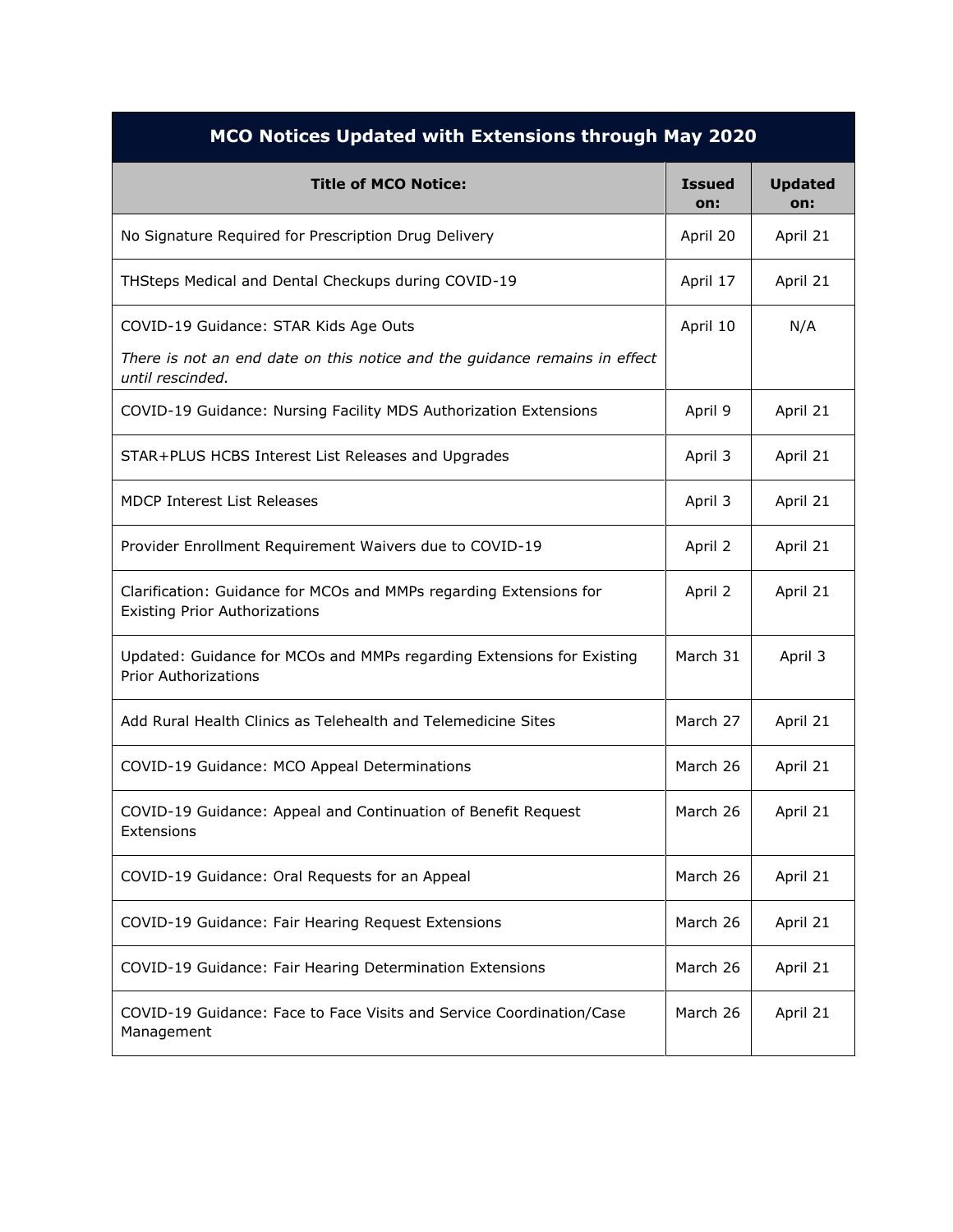| MCO Notices Updated with Extensions through May 2020 | | |
|---|---|---|
| **Title of MCO Notice:** | **Issued on:** | **Updated on:** |
| No Signature Required for Prescription Drug Delivery | April 20 | April 21 |
| THSteps Medical and Dental Checkups during COVID-19 | April 17 | April 21 |
| COVID-19 Guidance: STAR Kids Age Outs<br>*There is not an end date on this notice and the guidance remains in effect until rescinded.* | April 10 | N/A |
| COVID-19 Guidance: Nursing Facility MDS Authorization Extensions | April 9 | April 21 |
| STAR+PLUS HCBS Interest List Releases and Upgrades | April 3 | April 21 |
| MDCP Interest List Releases | April 3 | April 21 |
| Provider Enrollment Requirement Waivers due to COVID-19 | April 2 | April 21 |
| Clarification: Guidance for MCOs and MMPs regarding Extensions for Existing Prior Authorizations | April 2 | April 21 |
| Updated: Guidance for MCOs and MMPs regarding Extensions for Existing Prior Authorizations | March 31 | April 3 |
| Add Rural Health Clinics as Telehealth and Telemedicine Sites | March 27 | April 21 |
| COVID-19 Guidance: MCO Appeal Determinations | March 26 | April 21 |
| COVID-19 Guidance: Appeal and Continuation of Benefit Request Extensions | March 26 | April 21 |
| COVID-19 Guidance: Oral Requests for an Appeal | March 26 | April 21 |
| COVID-19 Guidance: Fair Hearing Request Extensions | March 26 | April 21 |
| COVID-19 Guidance: Fair Hearing Determination Extensions | March 26 | April 21 |
| COVID-19 Guidance: Face to Face Visits and Service Coordination/Case Management | March 26 | April 21 |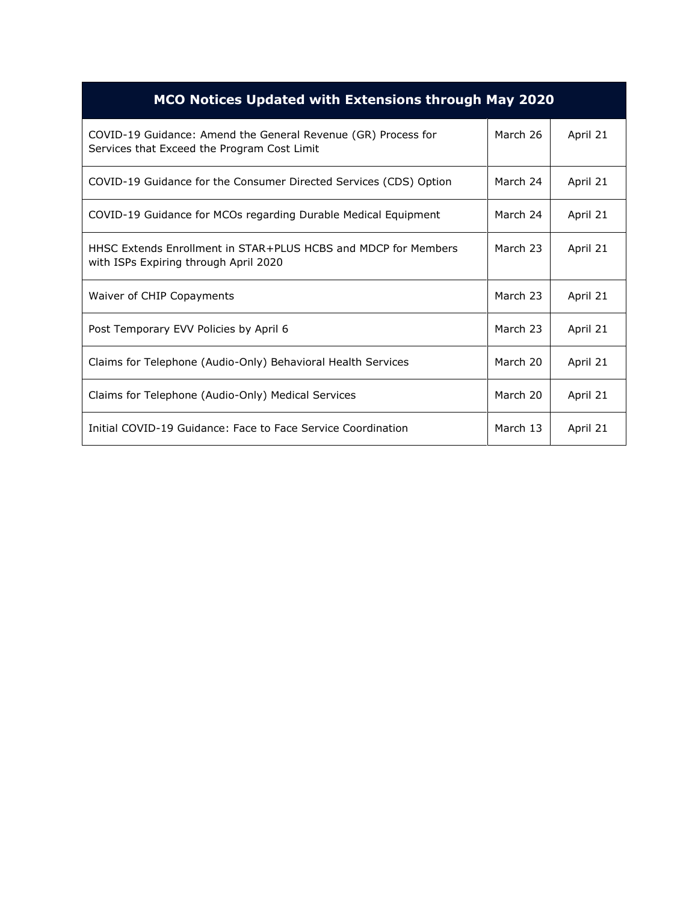| MCO Notices Updated with Extensions through May 2020 | | |
|---|---|---|
| COVID-19 Guidance: Amend the General Revenue (GR) Process for Services that Exceed the Program Cost Limit | March 26 | April 21 |
| COVID-19 Guidance for the Consumer Directed Services (CDS) Option | March 24 | April 21 |
| COVID-19 Guidance for MCOs regarding Durable Medical Equipment | March 24 | April 21 |
| HHSC Extends Enrollment in STAR+PLUS HCBS and MDCP for Members with ISPs Expiring through April 2020 | March 23 | April 21 |
| Waiver of CHIP Copayments | March 23 | April 21 |
| Post Temporary EVV Policies by April 6 | March 23 | April 21 |
| Claims for Telephone (Audio-Only) Behavioral Health Services | March 20 | April 21 |
| Claims for Telephone (Audio-Only) Medical Services | March 20 | April 21 |
| Initial COVID-19 Guidance: Face to Face Service Coordination | March 13 | April 21 |